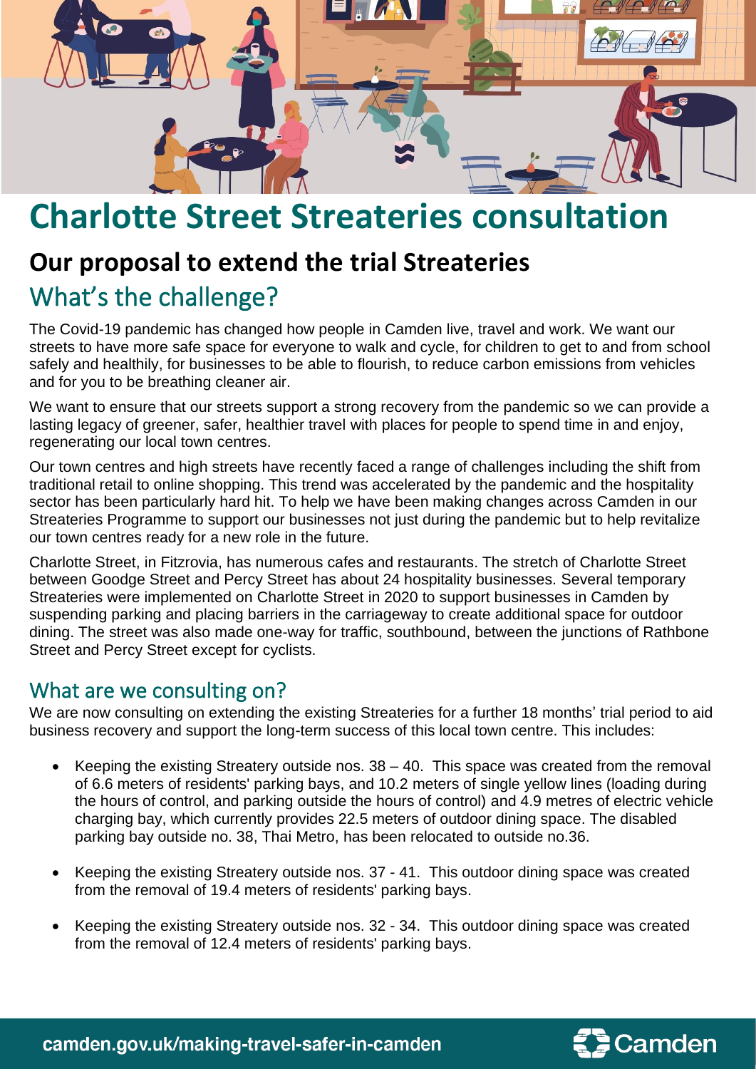# Charlotte Street Streateries consultation

## Our proposal to extend the trial Streateries

## What's the challenge?

The Covid-19 pandemic has changed how people in Camden live, travel and work. We want our streets to have more safe space for everyone to walk and cycle, for children to get to and from school safely and healthily, for businesses to be able to flourish, to reduce carbon emissions from vehicles and for you to be breathing cleaner air.

We want to ensure that our streets support a strong recovery from the pandemic so we can provide a lasting legacy of greener, safer, healthier travel with places for people to spend time in and enjoy, regenerating our local town centres.

Our town centres and high streets have recently faced a range of challenges including the shift from traditional retail to online shopping. This trend was accelerated by the pandemic and the hospitality sector has been particularly hard hit. To help we have been making changes across Camden in our Streateries Programme to support our businesses not just during the pandemic but to help revitalize our town centres ready for a new role in the future.

Charlotte Street, in Fitzrovia, has numerous cafes and restaurants. The stretch of Charlotte Street between Goodge Street and Percy Street has about 24 hospitality businesses. Several temporary Streateries were implemented on Charlotte Street in 2020 to support businesses in Camden by suspending parking and placing barriers in the carriageway to create additional space for outdoor dining. The street was also made one-way for traffic, southbound, between the junctions of Rathbone Street and Percy Street except for cyclists.

## What are we consulting on?

We are now consulting on extending the existing Streateries for a further 18 months' trial period to aid business recovery and support the long-term success of this local town centre. This includes:

- Keeping the existing Streatery outside nos. 38 – 40. This space was created from the removal of 6.6 meters of residents' parking bays, and 10.2 meters of single yellow lines (loading during the hours of control, and parking outside the hours of control) and 4.9 metres of electric vehicle charging bay, which currently provides 22.5 meters of outdoor dining space. The disabled parking bay outside no. 38, Thai Metro, has been relocated to outside no.36.
- Keeping the existing Streatery outside nos. 37 - 41. This outdoor dining space was created from the removal of 19.4 meters of residents' parking bays.
- Keeping the existing Streatery outside nos. 32 - 34. This outdoor dining space was created from the removal of 12.4 meters of residents' parking bays.

camden.gov.uk/making-travel-safer-in-camden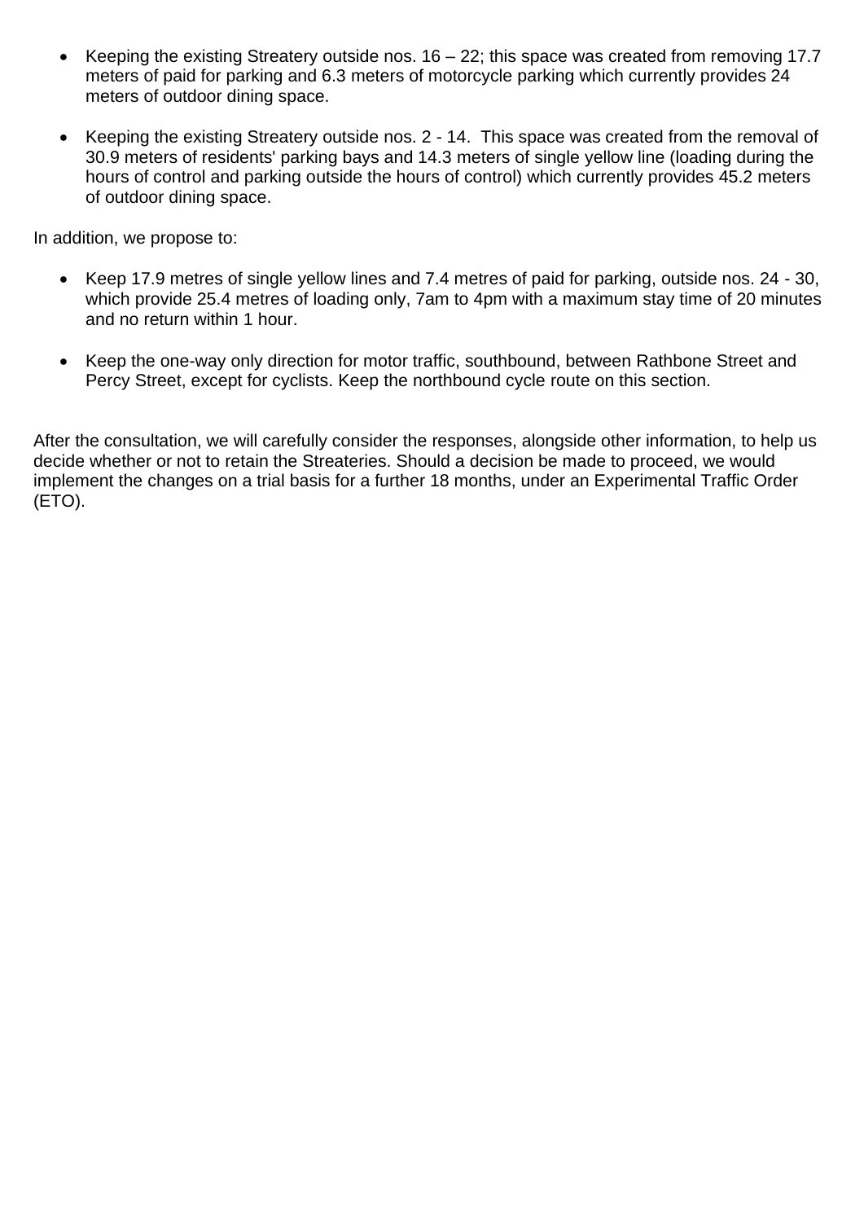- Keeping the existing Streatery outside nos. 16 – 22; this space was created from removing 17.7 meters of paid for parking and 6.3 meters of motorcycle parking which currently provides 24 meters of outdoor dining space.

- Keeping the existing Streatery outside nos. 2 - 14. This space was created from the removal of 30.9 meters of residents' parking bays and 14.3 meters of single yellow line (loading during the hours of control and parking outside the hours of control) which currently provides 45.2 meters of outdoor dining space.

In addition, we propose to:

- Keep 17.9 metres of single yellow lines and 7.4 metres of paid for parking, outside nos. 24 - 30, which provide 25.4 metres of loading only, 7am to 4pm with a maximum stay time of 20 minutes and no return within 1 hour.

- Keep the one-way only direction for motor traffic, southbound, between Rathbone Street and Percy Street, except for cyclists. Keep the northbound cycle route on this section.

After the consultation, we will carefully consider the responses, alongside other information, to help us decide whether or not to retain the Streateries. Should a decision be made to proceed, we would implement the changes on a trial basis for a further 18 months, under an Experimental Traffic Order (ETO).